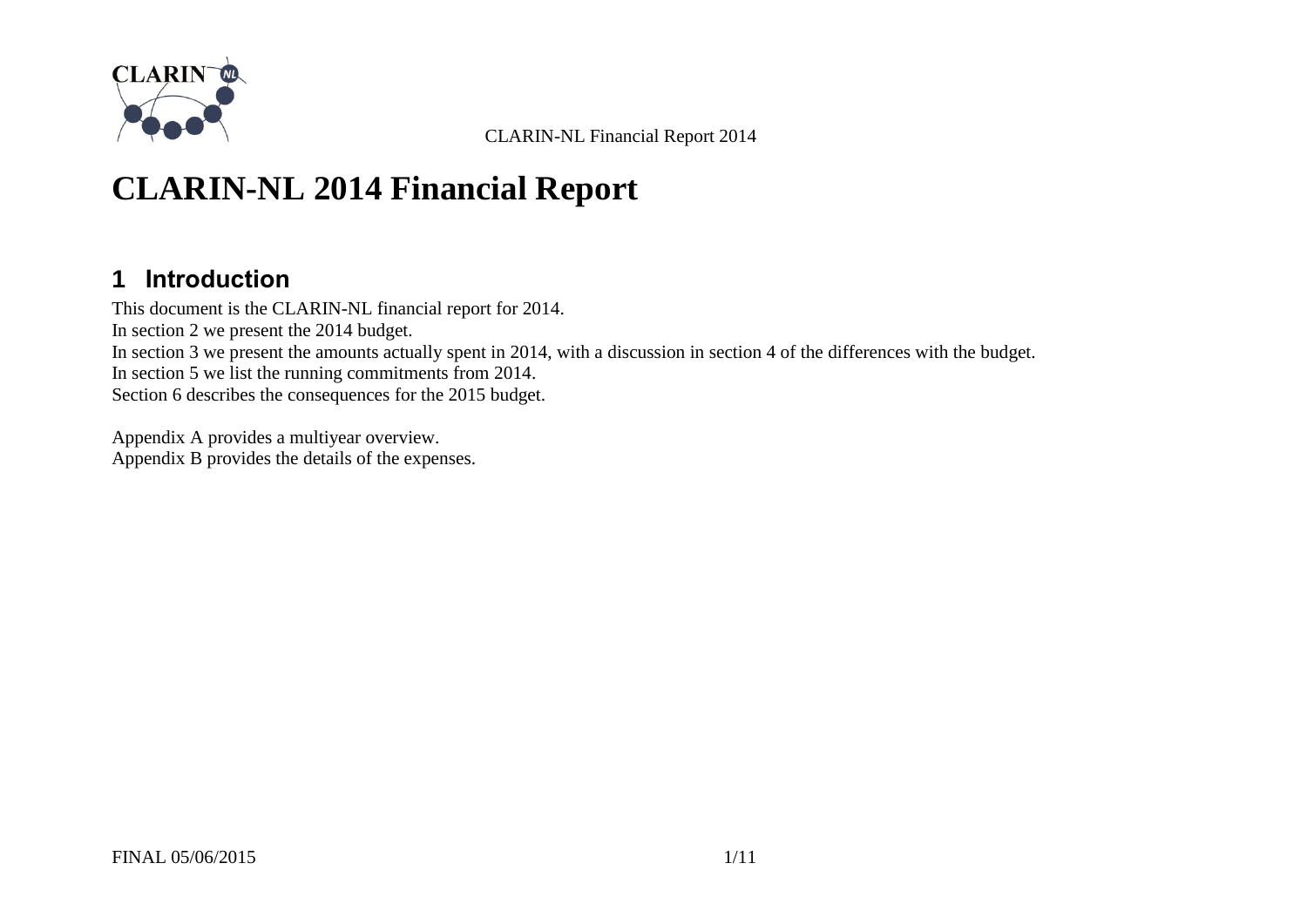# CLARIN-NL 2014 Financial Report

## 1 Introduction

This document is the CLARIN-NL financial report for 2014.
In section 2 we present the 2014 budget.
In section 3 we present the amounts actually spent in 2014, with a discussion in section 4 of the differences with the budget.
In section 5 we list the running commitments from 2014.
Section 6 describes the consequences for the 2015 budget.

Appendix A provides a multiyear overview.
Appendix B provides the details of the expenses.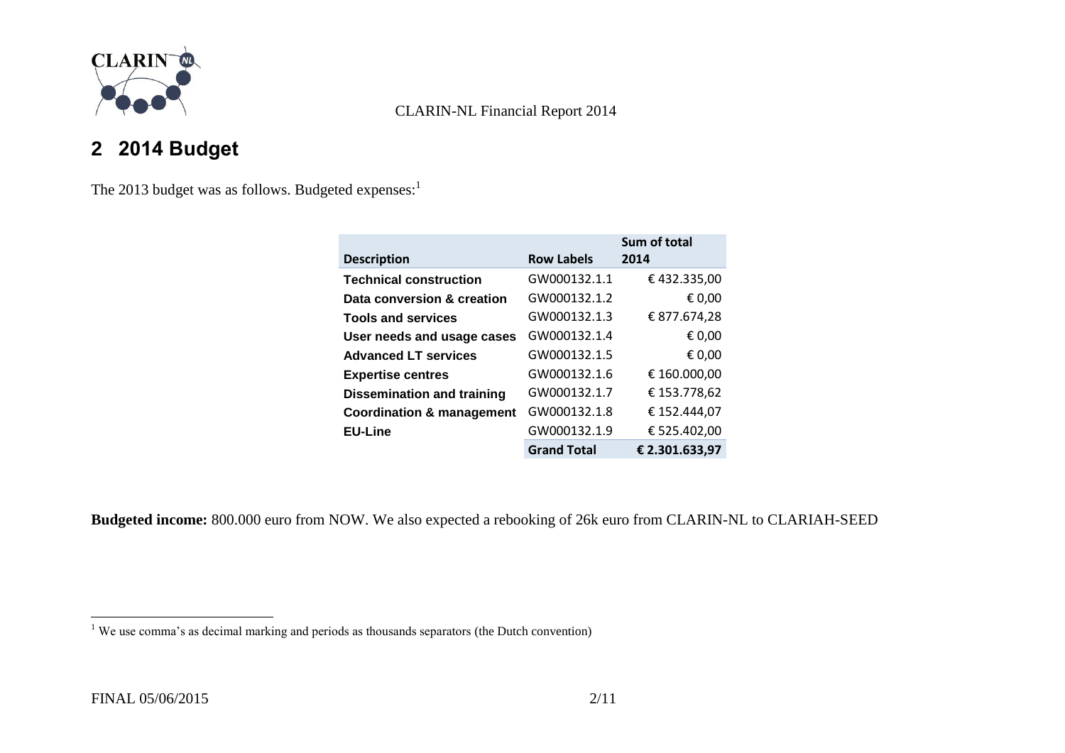## 2 2014 Budget

The 2013 budget was as follows. Budgeted expenses:[1]

| Description | Row Labels | Sum of total 2014 |
|---|---|---|
| **Technical construction** | GW000132.1.1 | € 432.335,00 |
| **Data conversion & creation** | GW000132.1.2 | € 0,00 |
| **Tools and services** | GW000132.1.3 | € 877.674,28 |
| **User needs and usage cases** | GW000132.1.4 | € 0,00 |
| **Advanced LT services** | GW000132.1.5 | € 0,00 |
| **Expertise centres** | GW000132.1.6 | € 160.000,00 |
| **Dissemination and training** | GW000132.1.7 | € 153.778,62 |
| **Coordination & management** | GW000132.1.8 | € 152.444,07 |
| **EU-Line** | GW000132.1.9 | € 525.402,00 |
| | **Grand Total** | **€ 2.301.633,97** |

**Budgeted income:** 800.000 euro from NOW. We also expected a rebooking of 26k euro from CLARIN-NL to CLARIAH-SEED

[1] We use comma's as decimal marking and periods as thousands separators (the Dutch convention)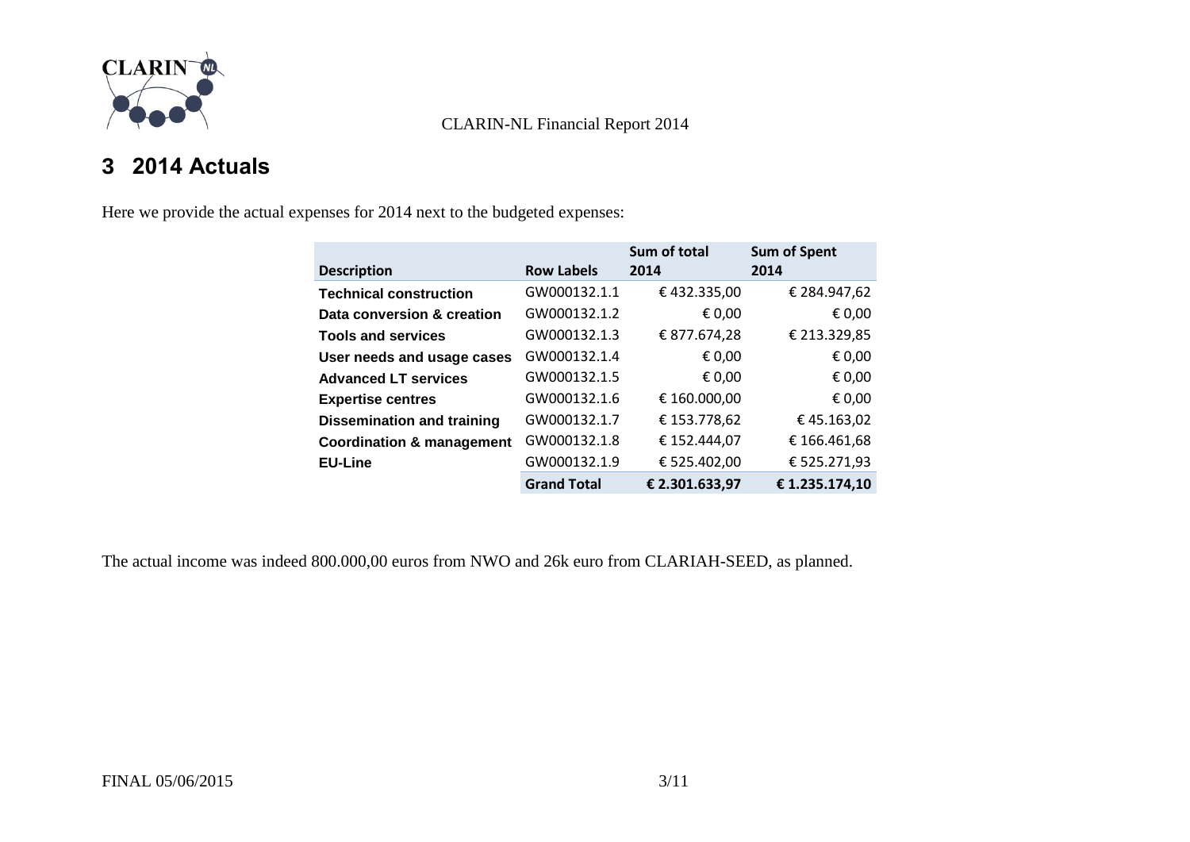# 3 2014 Actuals

Here we provide the actual expenses for 2014 next to the budgeted expenses:

| Description | Row Labels | Sum of total 2014 | Sum of Spent 2014 |
|---|---|---|---|
| **Technical construction** | GW000132.1.1 | € 432.335,00 | € 284.947,62 |
| **Data conversion & creation** | GW000132.1.2 | € 0,00 | € 0,00 |
| **Tools and services** | GW000132.1.3 | € 877.674,28 | € 213.329,85 |
| **User needs and usage cases** | GW000132.1.4 | € 0,00 | € 0,00 |
| **Advanced LT services** | GW000132.1.5 | € 0,00 | € 0,00 |
| **Expertise centres** | GW000132.1.6 | € 160.000,00 | € 0,00 |
| **Dissemination and training** | GW000132.1.7 | € 153.778,62 | € 45.163,02 |
| **Coordination & management** | GW000132.1.8 | € 152.444,07 | € 166.461,68 |
| **EU-Line** | GW000132.1.9 | € 525.402,00 | € 525.271,93 |
| | **Grand Total** | **€ 2.301.633,97** | **€ 1.235.174,10** |

The actual income was indeed 800.000,00 euros from NWO and 26k euro from CLARIAH-SEED, as planned.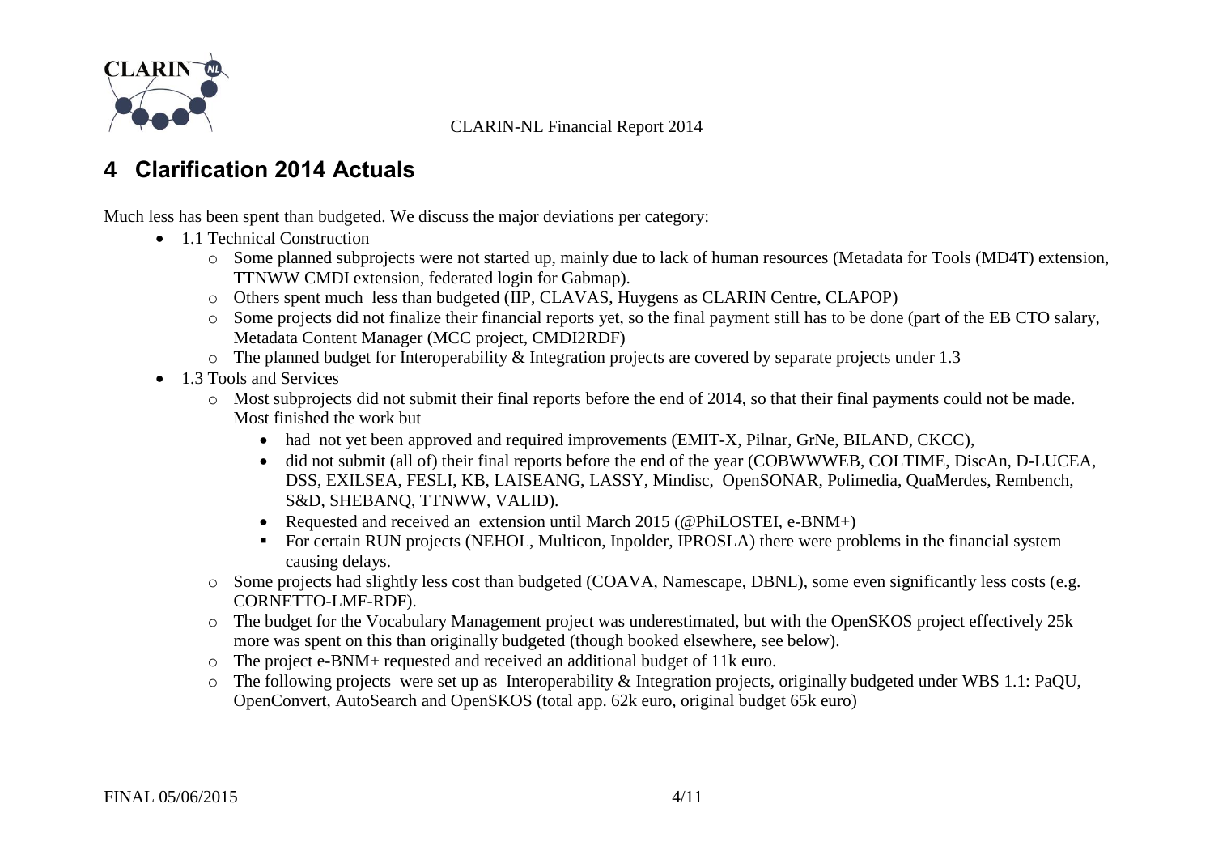# 4 Clarification 2014 Actuals

Much less has been spent than budgeted. We discuss the major deviations per category:

- 1.1 Technical Construction
  - Some planned subprojects were not started up, mainly due to lack of human resources (Metadata for Tools (MD4T) extension, TTNWW CMDI extension, federated login for Gabmap).
  - Others spent much less than budgeted (IIP, CLAVAS, Huygens as CLARIN Centre, CLAPOP)
  - Some projects did not finalize their financial reports yet, so the final payment still has to be done (part of the EB CTO salary, Metadata Content Manager (MCC project, CMDI2RDF)
  - The planned budget for Interoperability & Integration projects are covered by separate projects under 1.3
- 1.3 Tools and Services
  - Most subprojects did not submit their final reports before the end of 2014, so that their final payments could not be made. Most finished the work but
    - had not yet been approved and required improvements (EMIT-X, Pilnar, GrNe, BILAND, CKCC),
    - did not submit (all of) their final reports before the end of the year (COBWWWEB, COLTIME, DiscAn, D-LUCEA, DSS, EXILSEA, FESLI, KB, LAISEANG, LASSY, Mindisc, OpenSONAR, Polimedia, QuaMerdes, Rembench, S&D, SHEBANQ, TTNWW, VALID).
    - Requested and received an extension until March 2015 (@PhiLOSTEI, e-BNM+)
    - For certain RUN projects (NEHOL, Multicon, Inpolder, IPROSLA) there were problems in the financial system causing delays.
  - Some projects had slightly less cost than budgeted (COAVA, Namescape, DBNL), some even significantly less costs (e.g. CORNETTO-LMF-RDF).
  - The budget for the Vocabulary Management project was underestimated, but with the OpenSKOS project effectively 25k more was spent on this than originally budgeted (though booked elsewhere, see below).
  - The project e-BNM+ requested and received an additional budget of 11k euro.
  - The following projects were set up as Interoperability & Integration projects, originally budgeted under WBS 1.1: PaQU, OpenConvert, AutoSearch and OpenSKOS (total app. 62k euro, original budget 65k euro)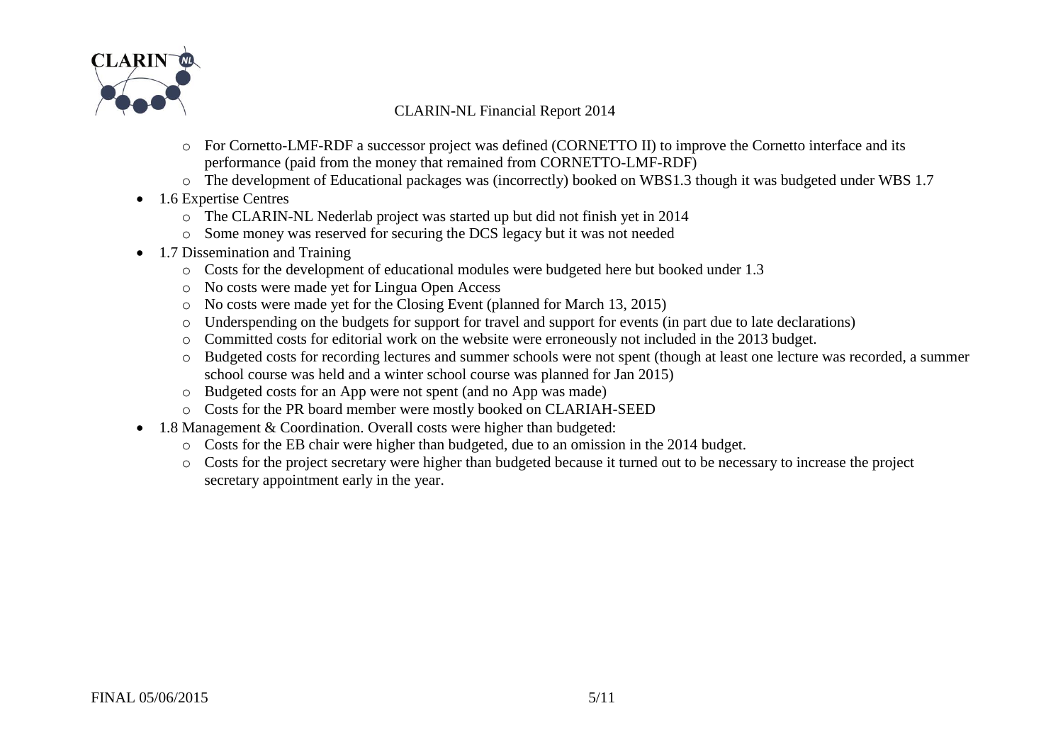- For Cornetto-LMF-RDF a successor project was defined (CORNETTO II) to improve the Cornetto interface and its performance (paid from the money that remained from CORNETTO-LMF-RDF)
  - The development of Educational packages was (incorrectly) booked on WBS1.3 though it was budgeted under WBS 1.7
- 1.6 Expertise Centres
  - The CLARIN-NL Nederlab project was started up but did not finish yet in 2014
  - Some money was reserved for securing the DCS legacy but it was not needed
- 1.7 Dissemination and Training
  - Costs for the development of educational modules were budgeted here but booked under 1.3
  - No costs were made yet for Lingua Open Access
  - No costs were made yet for the Closing Event (planned for March 13, 2015)
  - Underspending on the budgets for support for travel and support for events (in part due to late declarations)
  - Committed costs for editorial work on the website were erroneously not included in the 2013 budget.
  - Budgeted costs for recording lectures and summer schools were not spent (though at least one lecture was recorded, a summer school course was held and a winter school course was planned for Jan 2015)
  - Budgeted costs for an App were not spent (and no App was made)
  - Costs for the PR board member were mostly booked on CLARIAH-SEED
- 1.8 Management & Coordination. Overall costs were higher than budgeted:
  - Costs for the EB chair were higher than budgeted, due to an omission in the 2014 budget.
  - Costs for the project secretary were higher than budgeted because it turned out to be necessary to increase the project secretary appointment early in the year.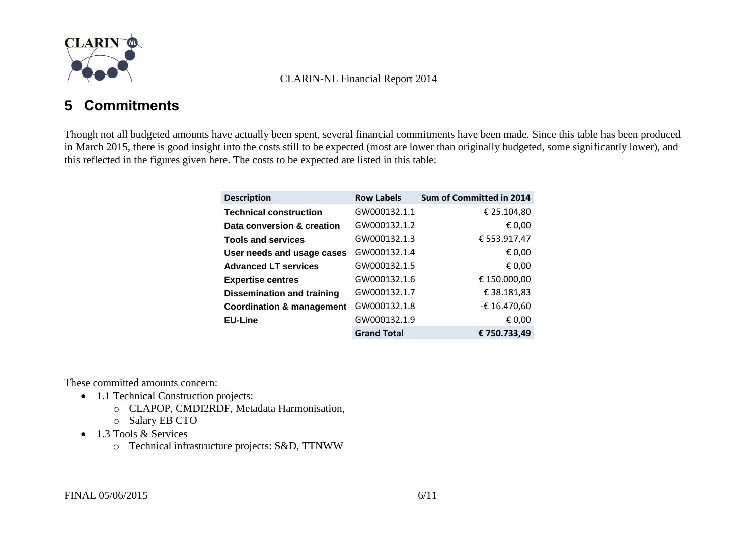## 5 Commitments

Though not all budgeted amounts have actually been spent, several financial commitments have been made. Since this table has been produced in March 2015, there is good insight into the costs still to be expected (most are lower than originally budgeted, some significantly lower), and this reflected in the figures given here. The costs to be expected are listed in this table:

| Description | Row Labels | Sum of Committed in 2014 |
|---|---|---|
| **Technical construction** | GW000132.1.1 | € 25.104,80 |
| **Data conversion & creation** | GW000132.1.2 | € 0,00 |
| **Tools and services** | GW000132.1.3 | € 553.917,47 |
| **User needs and usage cases** | GW000132.1.4 | € 0,00 |
| **Advanced LT services** | GW000132.1.5 | € 0,00 |
| **Expertise centres** | GW000132.1.6 | € 150.000,00 |
| **Dissemination and training** | GW000132.1.7 | € 38.181,83 |
| **Coordination & management** | GW000132.1.8 | -€ 16.470,60 |
| **EU-Line** | GW000132.1.9 | € 0,00 |
| | **Grand Total** | **€ 750.733,49** |

These committed amounts concern:

- 1.1 Technical Construction projects:
  - CLAPOP, CMDI2RDF, Metadata Harmonisation,
  - Salary EB CTO
- 1.3 Tools & Services
  - Technical infrastructure projects: S&D, TTNWW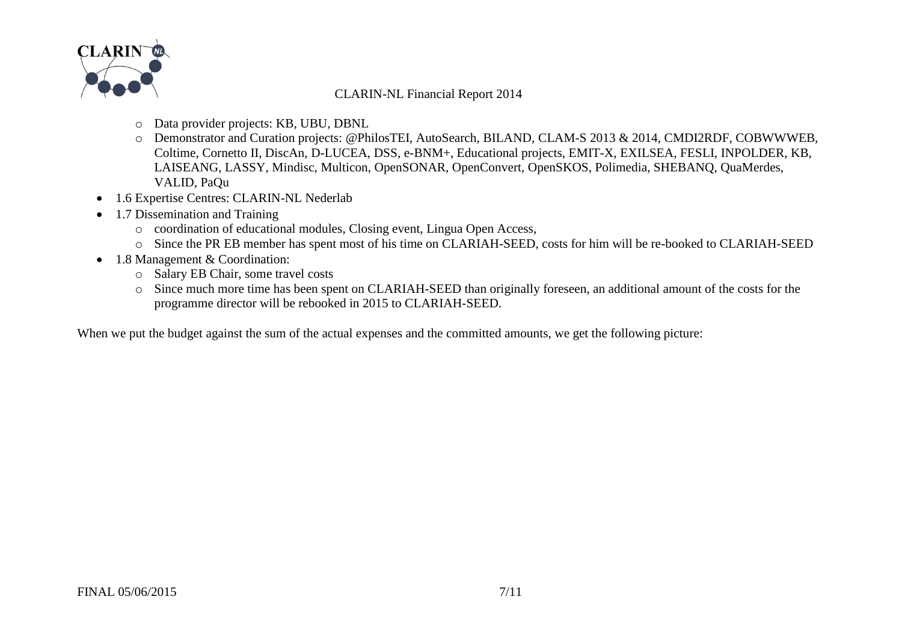- Data provider projects: KB, UBU, DBNL
- Demonstrator and Curation projects: @PhilosTEI, AutoSearch, BILAND, CLAM-S 2013 & 2014, CMDI2RDF, COBWWWEB, Coltime, Cornetto II, DiscAn, D-LUCEA, DSS, e-BNM+, Educational projects, EMIT-X, EXILSEA, FESLI, INPOLDER, KB, LAISEANG, LASSY, Mindisc, Multicon, OpenSONAR, OpenConvert, OpenSKOS, Polimedia, SHEBANQ, QuaMerdes, VALID, PaQu

- 1.6 Expertise Centres: CLARIN-NL Nederlab
- 1.7 Dissemination and Training
    - coordination of educational modules, Closing event, Lingua Open Access,
    - Since the PR EB member has spent most of his time on CLARIAH-SEED, costs for him will be re-booked to CLARIAH-SEED
- 1.8 Management & Coordination:
    - Salary EB Chair, some travel costs
    - Since much more time has been spent on CLARIAH-SEED than originally foreseen, an additional amount of the costs for the programme director will be rebooked in 2015 to CLARIAH-SEED.

When we put the budget against the sum of the actual expenses and the committed amounts, we get the following picture: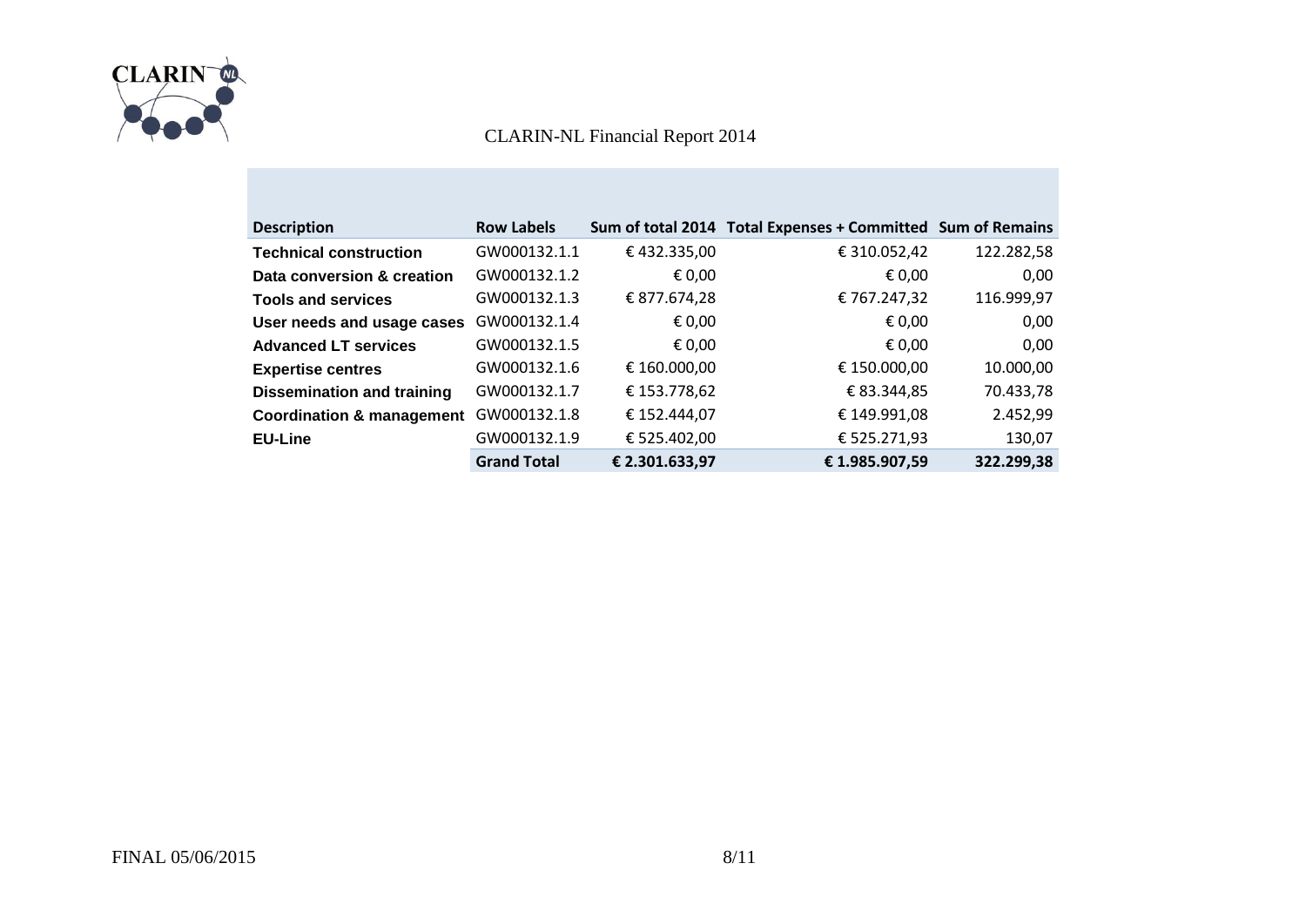CLARIN-NL Financial Report 2014

| Description | Row Labels | Sum of total 2014 | Total Expenses + Committed | Sum of Remains |
|---|---|---|---|---|
| **Technical construction** | GW000132.1.1 | € 432.335,00 | € 310.052,42 | 122.282,58 |
| **Data conversion & creation** | GW000132.1.2 | € 0,00 | € 0,00 | 0,00 |
| **Tools and services** | GW000132.1.3 | € 877.674,28 | € 767.247,32 | 116.999,97 |
| **User needs and usage cases** | GW000132.1.4 | € 0,00 | € 0,00 | 0,00 |
| **Advanced LT services** | GW000132.1.5 | € 0,00 | € 0,00 | 0,00 |
| **Expertise centres** | GW000132.1.6 | € 160.000,00 | € 150.000,00 | 10.000,00 |
| **Dissemination and training** | GW000132.1.7 | € 153.778,62 | € 83.344,85 | 70.433,78 |
| **Coordination & management** | GW000132.1.8 | € 152.444,07 | € 149.991,08 | 2.452,99 |
| **EU-Line** | GW000132.1.9 | € 525.402,00 | € 525.271,93 | 130,07 |
| | **Grand Total** | **€ 2.301.633,97** | **€ 1.985.907,59** | **322.299,38** |

FINAL 05/06/2015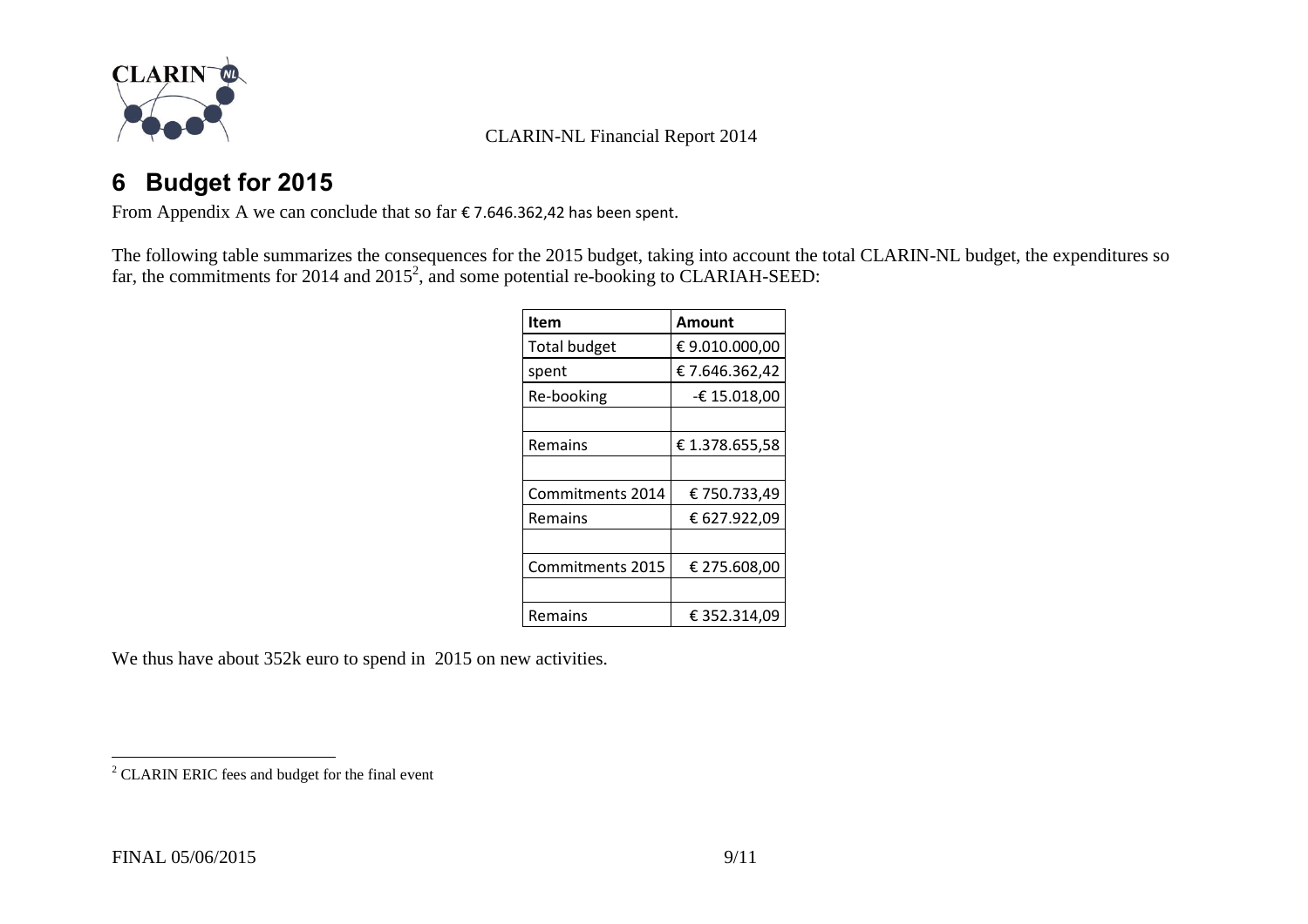# 6 Budget for 2015

From Appendix A we can conclude that so far € 7.646.362,42 has been spent.

The following table summarizes the consequences for the 2015 budget, taking into account the total CLARIN-NL budget, the expenditures so far, the commitments for 2014 and 2015[2], and some potential re-booking to CLARIAH-SEED:

| Item | Amount |
|---|---|
| Total budget | € 9.010.000,00 |
| spent | € 7.646.362,42 |
| Re-booking | -€ 15.018,00 |
| | |
| Remains | € 1.378.655,58 |
| | |
| Commitments 2014 | € 750.733,49 |
| Remains | € 627.922,09 |
| | |
| Commitments 2015 | € 275.608,00 |
| | |
| Remains | € 352.314,09 |

We thus have about 352k euro to spend in 2015 on new activities.

[2] CLARIN ERIC fees and budget for the final event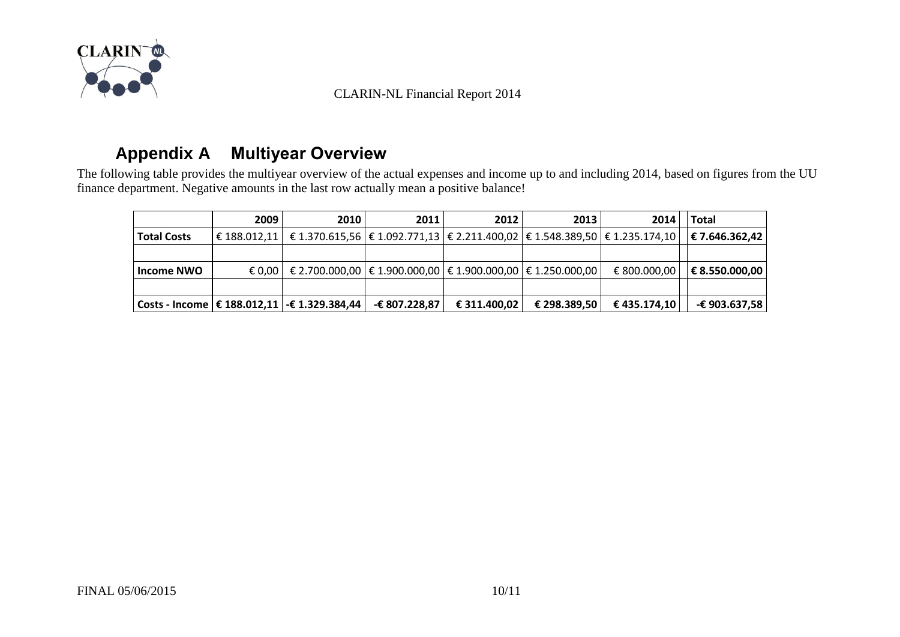## Appendix A Multiyear Overview

The following table provides the multiyear overview of the actual expenses and income up to and including 2014, based on figures from the UU finance department. Negative amounts in the last row actually mean a positive balance!

| | 2009 | 2010 | 2011 | 2012 | 2013 | 2014 | | Total |
|---|---|---|---|---|---|---|---|---|
| **Total Costs** | € 188.012,11 | € 1.370.615,56 | € 1.092.771,13 | € 2.211.400,02 | € 1.548.389,50 | € 1.235.174,10 | | **€ 7.646.362,42** |
| | | | | | | | | |
| **Income NWO** | € 0,00 | € 2.700.000,00 | € 1.900.000,00 | € 1.900.000,00 | € 1.250.000,00 | € 800.000,00 | | **€ 8.550.000,00** |
| | | | | | | | | |
| **Costs - Income** | **€ 188.012,11** | **-€ 1.329.384,44** | **-€ 807.228,87** | **€ 311.400,02** | **€ 298.389,50** | **€ 435.174,10** | | **-€ 903.637,58** |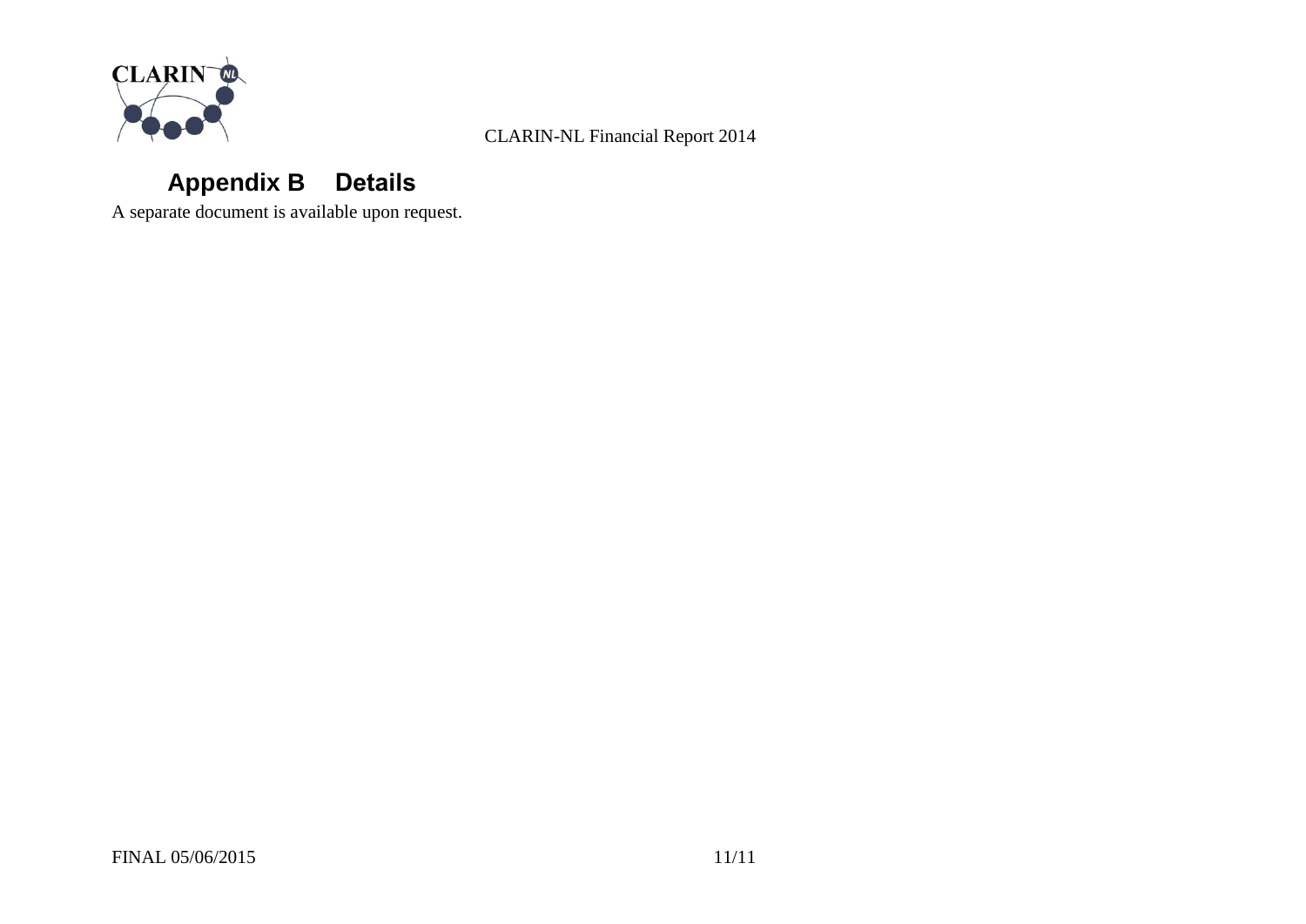# Appendix B Details

A separate document is available upon request.